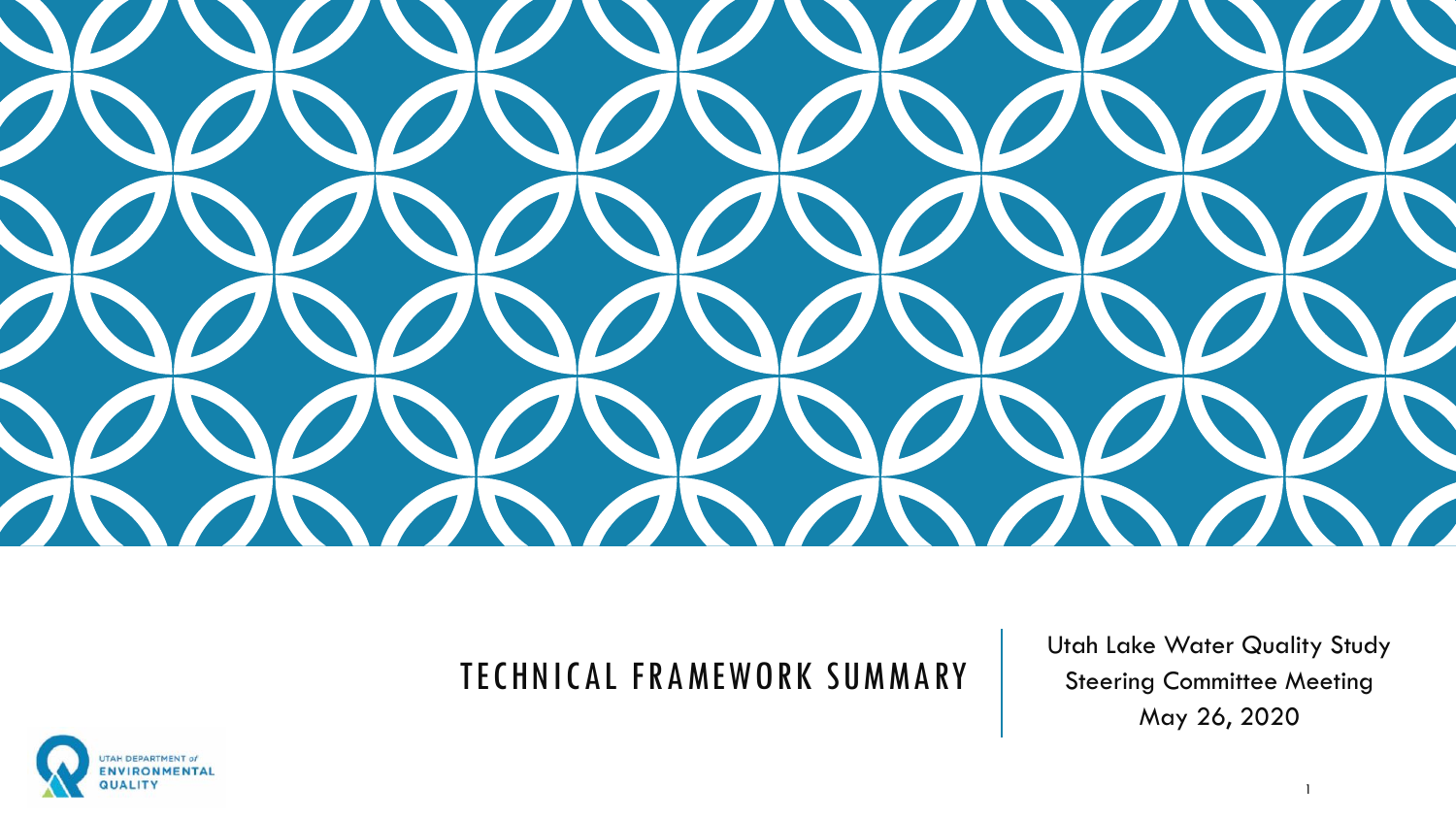# TECHNICAL FRAMEWORK SUMMARY

Utah Lake Water Quality Study
Steering Committee Meeting
May 26, 2020

UTAH DEPARTMENT of ENVIRONMENTAL QUALITY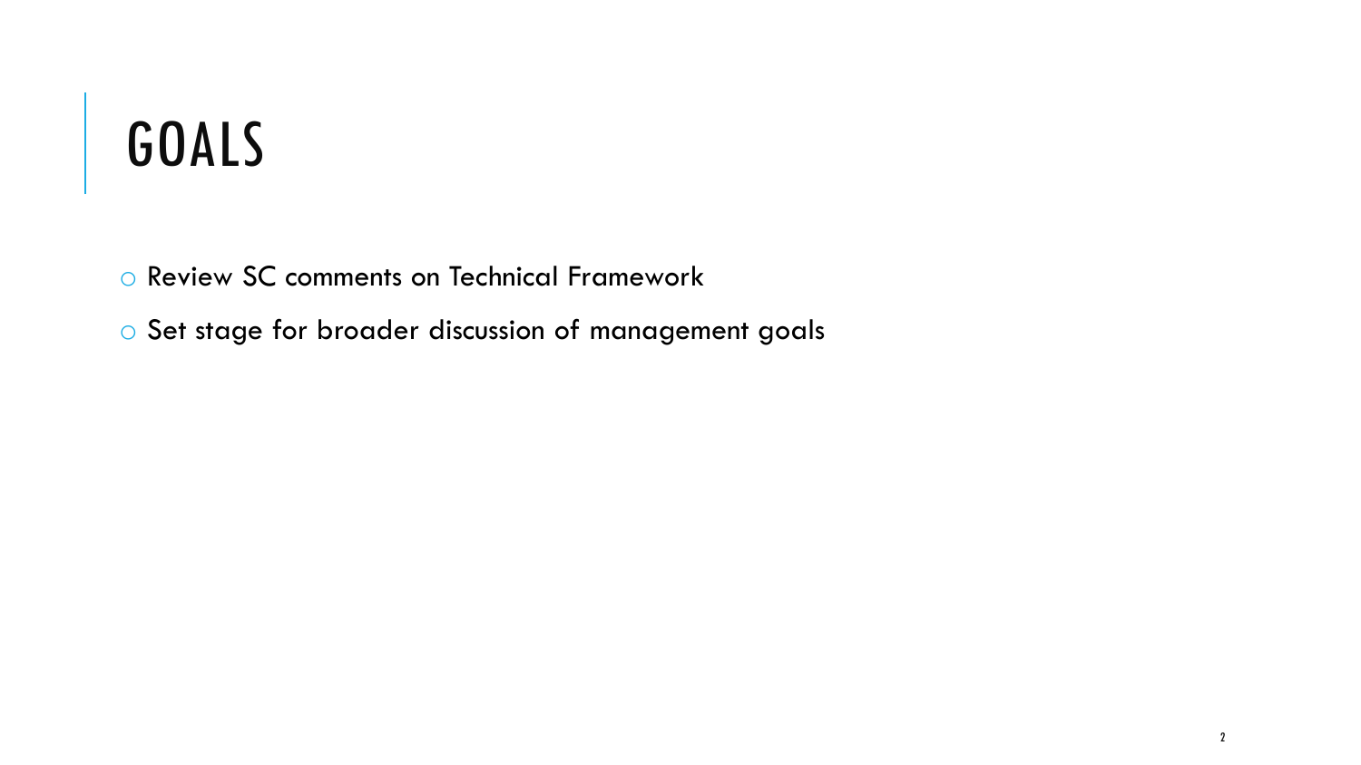# GOALS

- Review SC comments on Technical Framework
- Set stage for broader discussion of management goals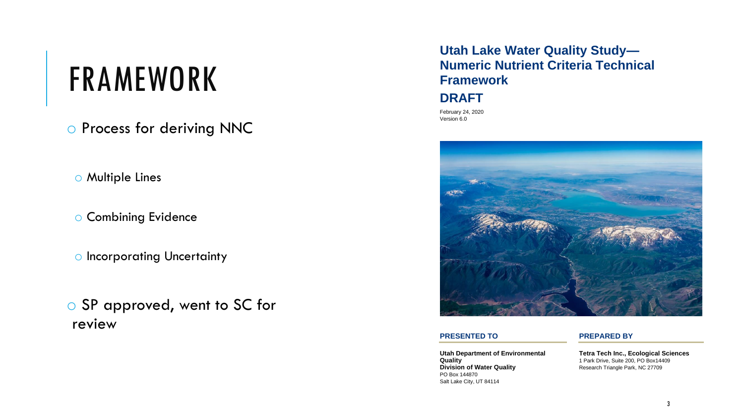# FRAMEWORK

- Process for deriving NNC
  - Multiple Lines
  - Combining Evidence
  - Incorporating Uncertainty
- SP approved, went to SC for review

**Utah Lake Water Quality Study—Numeric Nutrient Criteria Technical Framework**

**DRAFT**

February 24, 2020
Version 6.0

**PRESENTED TO**

**Utah Department of Environmental Quality**
**Division of Water Quality**
PO Box 144870
Salt Lake City, UT 84114

**PREPARED BY**

**Tetra Tech Inc., Ecological Sciences**
1 Park Drive, Suite 200, PO Box14409
Research Triangle Park, NC 27709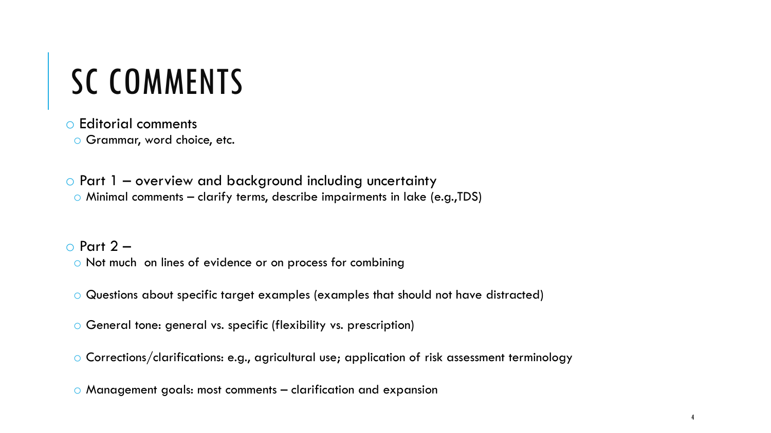# SC COMMENTS

- Editorial comments
  - Grammar, word choice, etc.
- Part 1 – overview and background including uncertainty
  - Minimal comments – clarify terms, describe impairments in lake (e.g.,TDS)
- Part 2 –
  - Not much on lines of evidence or on process for combining
  - Questions about specific target examples (examples that should not have distracted)
  - General tone: general vs. specific (flexibility vs. prescription)
  - Corrections/clarifications: e.g., agricultural use; application of risk assessment terminology
  - Management goals: most comments – clarification and expansion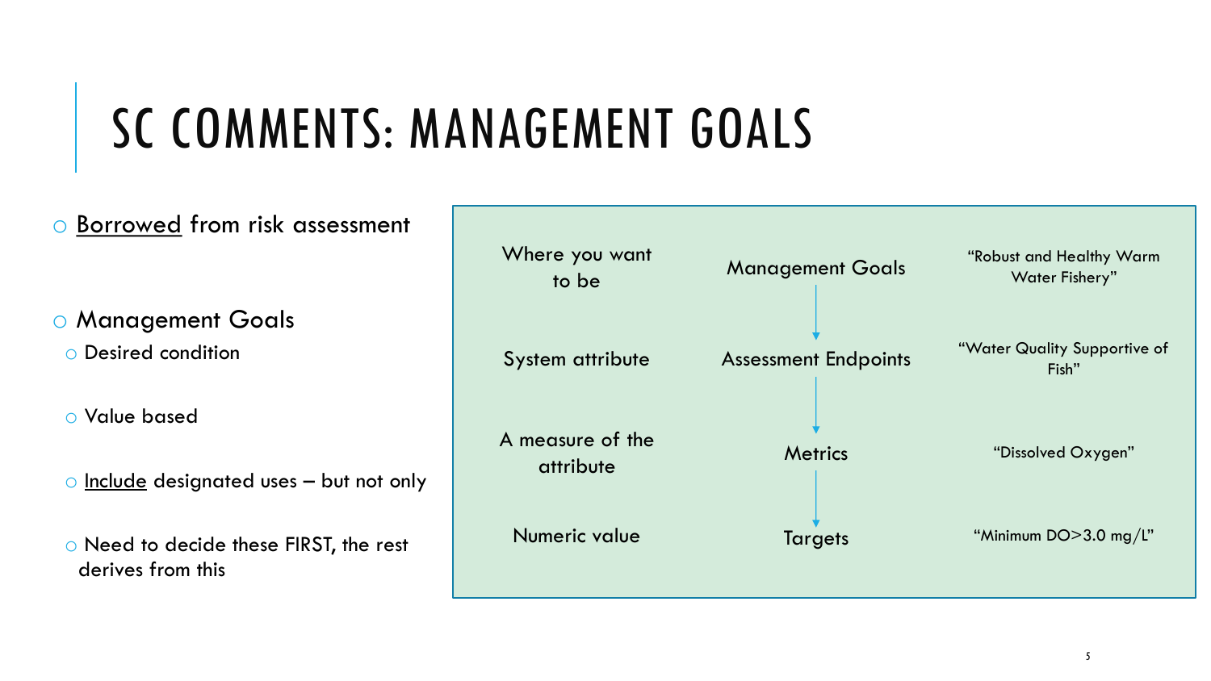# SC COMMENTS: MANAGEMENT GOALS

- Borrowed from risk assessment
- Management Goals
  - Desired condition
  - Value based
  - Include designated uses – but not only
  - Need to decide these FIRST, the rest derives from this

| | | |
|---|---|---|
| Where you want to be | Management Goals | "Robust and Healthy Warm Water Fishery" |
| System attribute | Assessment Endpoints | "Water Quality Supportive of Fish" |
| A measure of the attribute | Metrics | "Dissolved Oxygen" |
| Numeric value | Targets | "Minimum DO>3.0 mg/L" |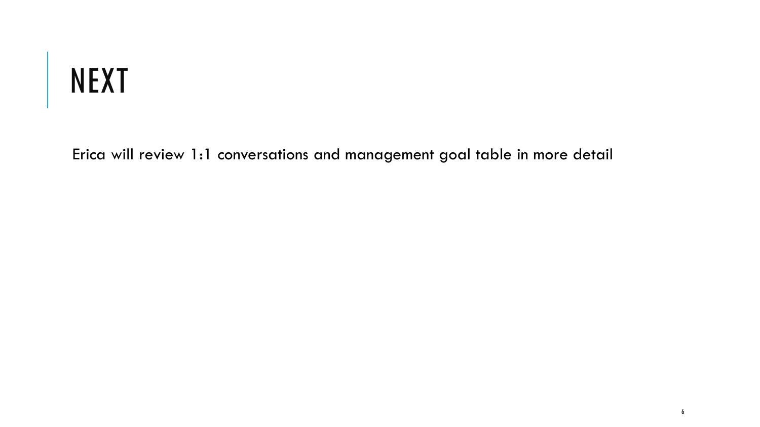# NEXT

Erica will review 1:1 conversations and management goal table in more detail